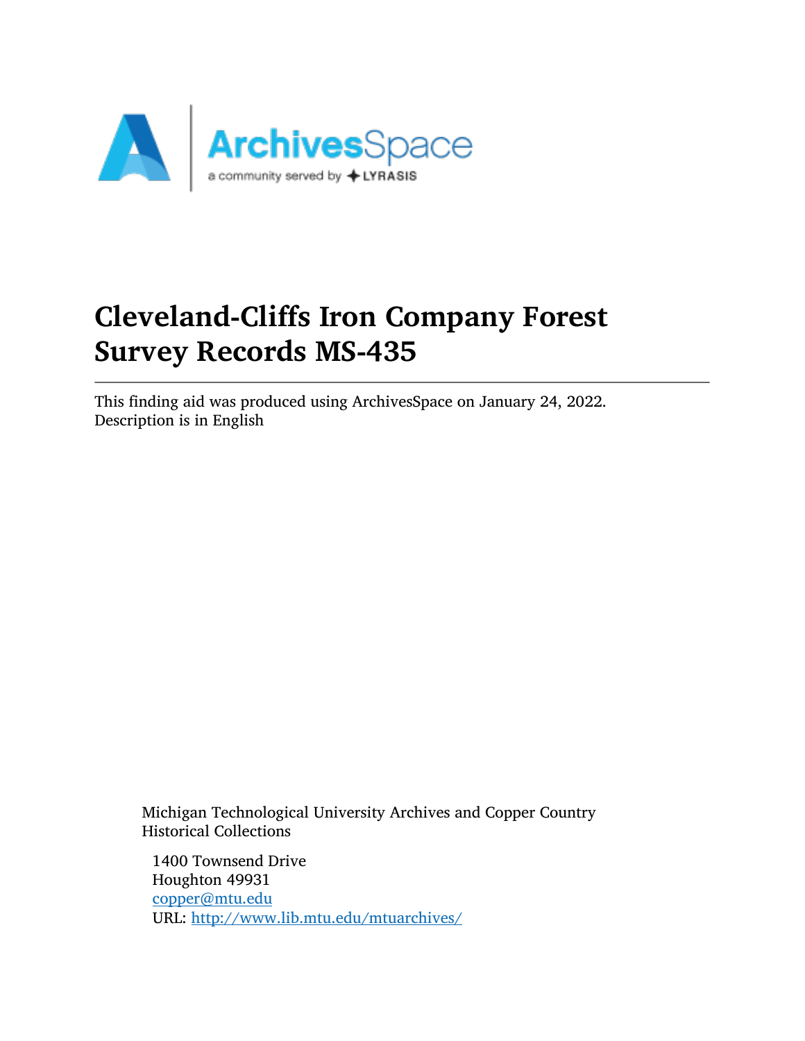# Cleveland-Cliffs Iron Company Forest Survey Records MS-435

This finding aid was produced using ArchivesSpace on January 24, 2022.
Description is in English

Michigan Technological University Archives and Copper Country Historical Collections

1400 Townsend Drive
Houghton 49931
copper@mtu.edu
URL: http://www.lib.mtu.edu/mtuarchives/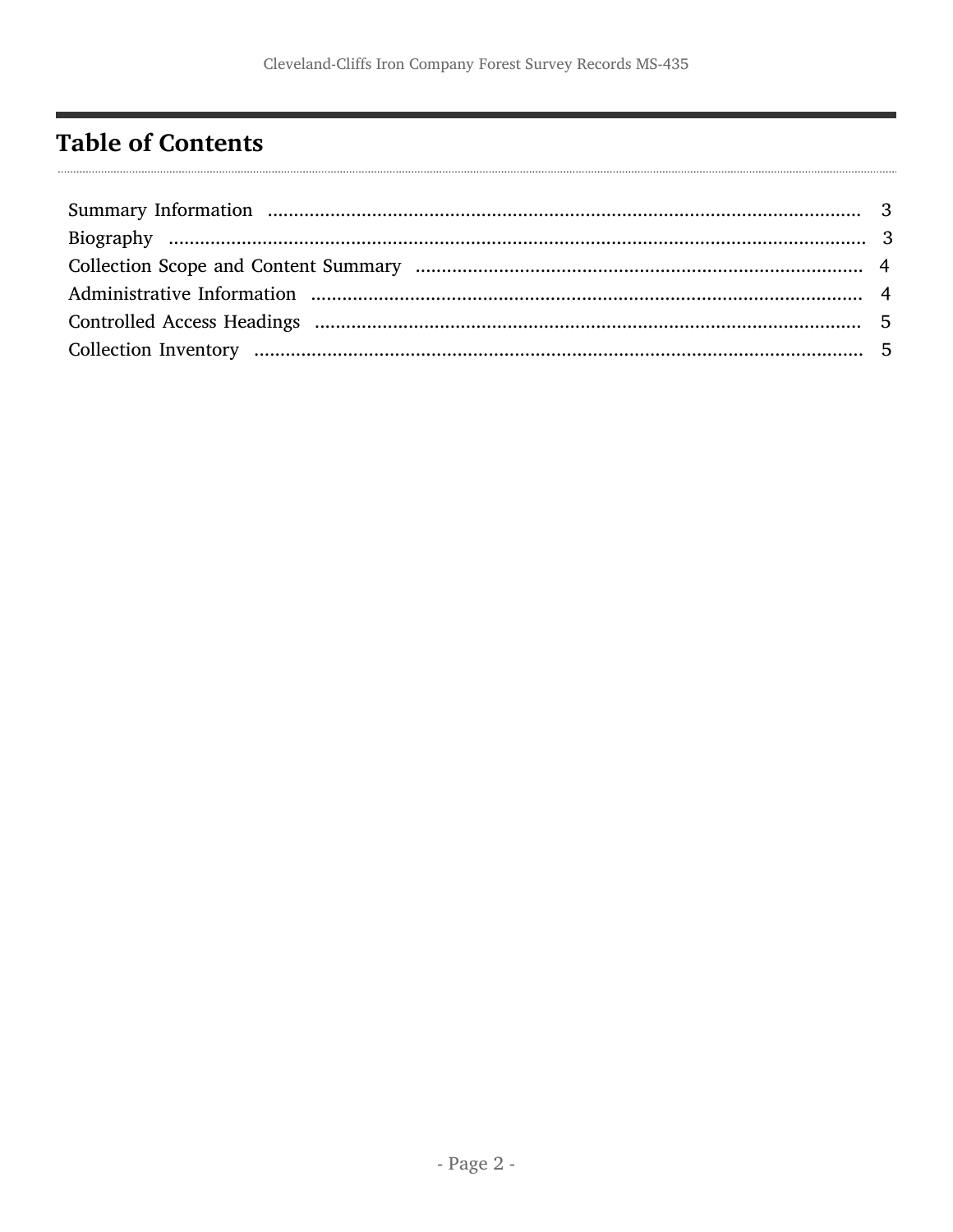## Table of Contents

| Section | Page |
|---|---|
| Summary Information | 3 |
| Biography | 3 |
| Collection Scope and Content Summary | 4 |
| Administrative Information | 4 |
| Controlled Access Headings | 5 |
| Collection Inventory | 5 |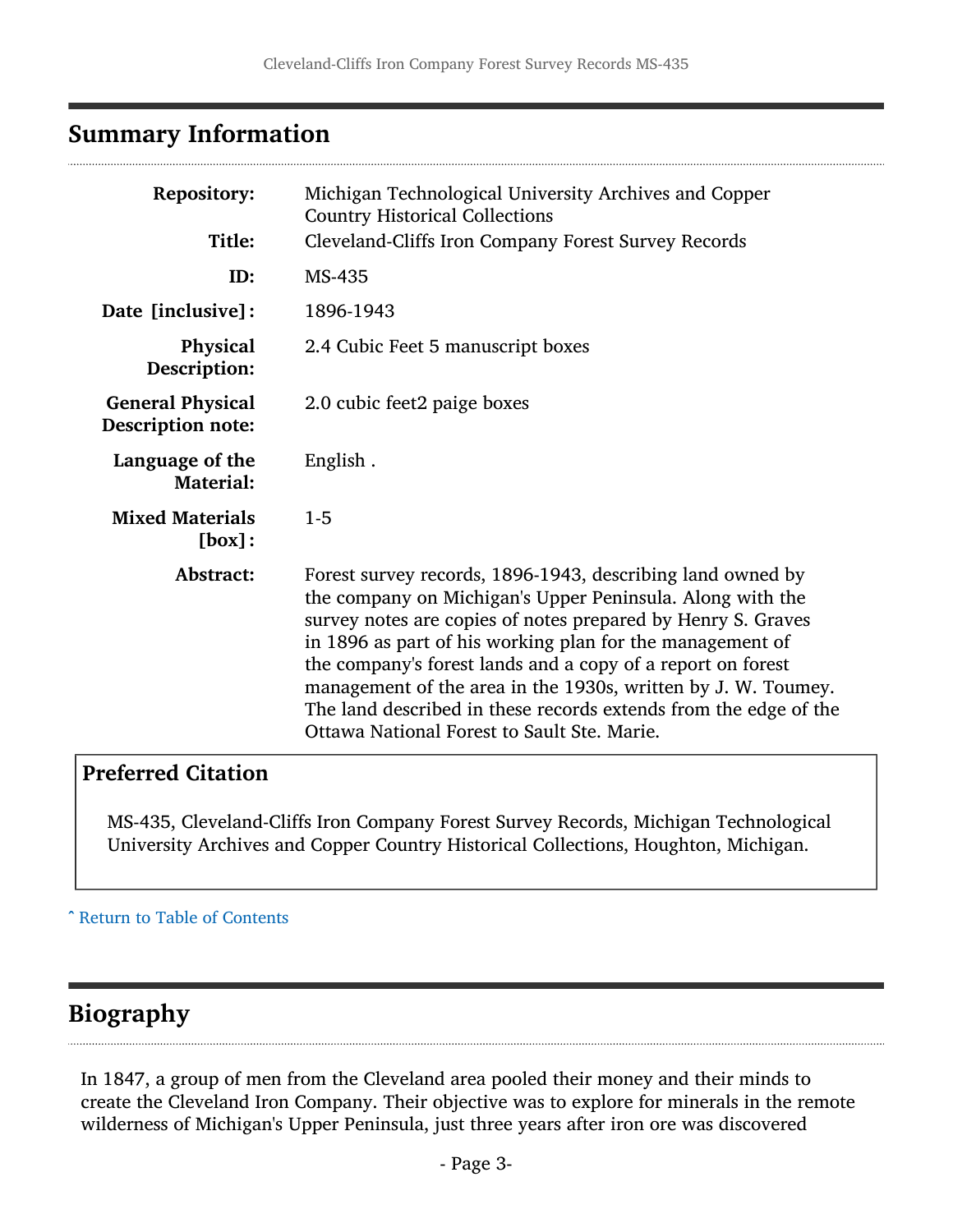## Summary Information

| | |
|---|---|
| **Repository:** | Michigan Technological University Archives and Copper Country Historical Collections |
| **Title:** | Cleveland-Cliffs Iron Company Forest Survey Records |
| **ID:** | MS-435 |
| **Date [inclusive]:** | 1896-1943 |
| **Physical Description:** | 2.4 Cubic Feet 5 manuscript boxes |
| **General Physical Description note:** | 2.0 cubic feet2 paige boxes |
| **Language of the Material:** | English . |
| **Mixed Materials [box]:** | 1-5 |
| **Abstract:** | Forest survey records, 1896-1943, describing land owned by the company on Michigan's Upper Peninsula. Along with the survey notes are copies of notes prepared by Henry S. Graves in 1896 as part of his working plan for the management of the company's forest lands and a copy of a report on forest management of the area in the 1930s, written by J. W. Toumey. The land described in these records extends from the edge of the Ottawa National Forest to Sault Ste. Marie. |

### Preferred Citation

MS-435, Cleveland-Cliffs Iron Company Forest Survey Records, Michigan Technological University Archives and Copper Country Historical Collections, Houghton, Michigan.

ˆ Return to Table of Contents

## Biography

In 1847, a group of men from the Cleveland area pooled their money and their minds to create the Cleveland Iron Company. Their objective was to explore for minerals in the remote wilderness of Michigan's Upper Peninsula, just three years after iron ore was discovered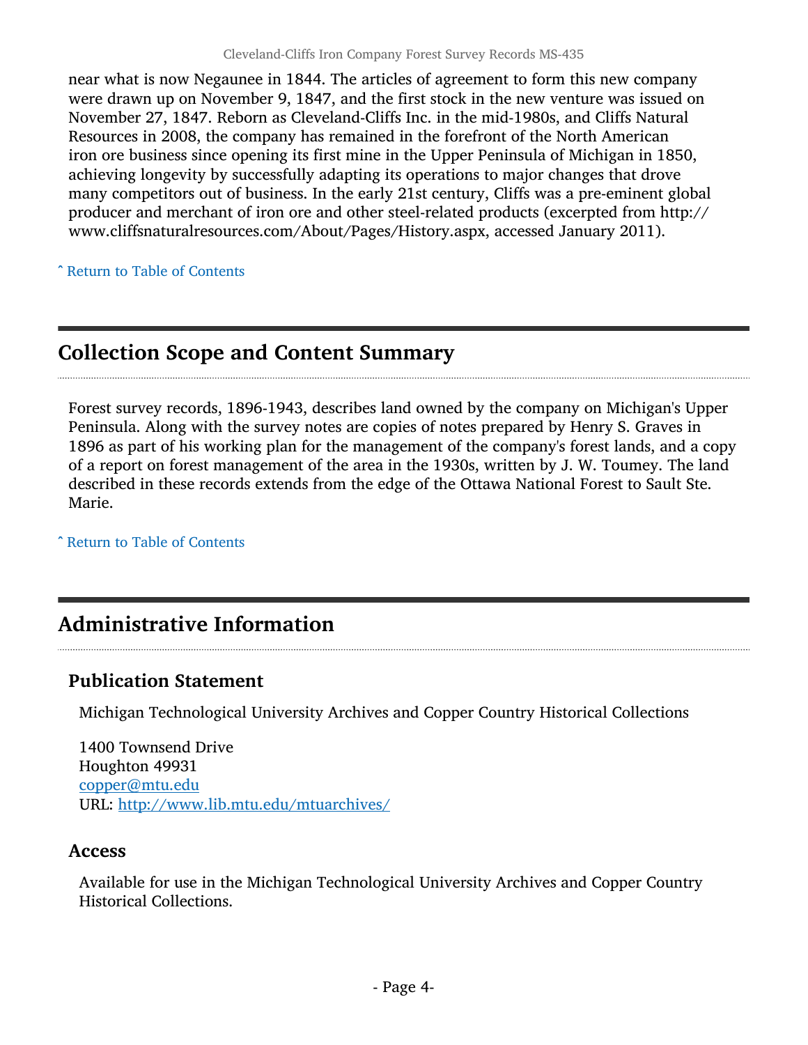near what is now Negaunee in 1844. The articles of agreement to form this new company were drawn up on November 9, 1847, and the first stock in the new venture was issued on November 27, 1847. Reborn as Cleveland-Cliffs Inc. in the mid-1980s, and Cliffs Natural Resources in 2008, the company has remained in the forefront of the North American iron ore business since opening its first mine in the Upper Peninsula of Michigan in 1850, achieving longevity by successfully adapting its operations to major changes that drove many competitors out of business. In the early 21st century, Cliffs was a pre-eminent global producer and merchant of iron ore and other steel-related products (excerpted from http://www.cliffsnaturalresources.com/About/Pages/History.aspx, accessed January 2011).

ˆ Return to Table of Contents

## Collection Scope and Content Summary

Forest survey records, 1896-1943, describes land owned by the company on Michigan's Upper Peninsula. Along with the survey notes are copies of notes prepared by Henry S. Graves in 1896 as part of his working plan for the management of the company's forest lands, and a copy of a report on forest management of the area in the 1930s, written by J. W. Toumey. The land described in these records extends from the edge of the Ottawa National Forest to Sault Ste. Marie.

ˆ Return to Table of Contents

## Administrative Information

### Publication Statement

Michigan Technological University Archives and Copper Country Historical Collections

1400 Townsend Drive
Houghton 49931
copper@mtu.edu
URL: http://www.lib.mtu.edu/mtuarchives/

### Access

Available for use in the Michigan Technological University Archives and Copper Country Historical Collections.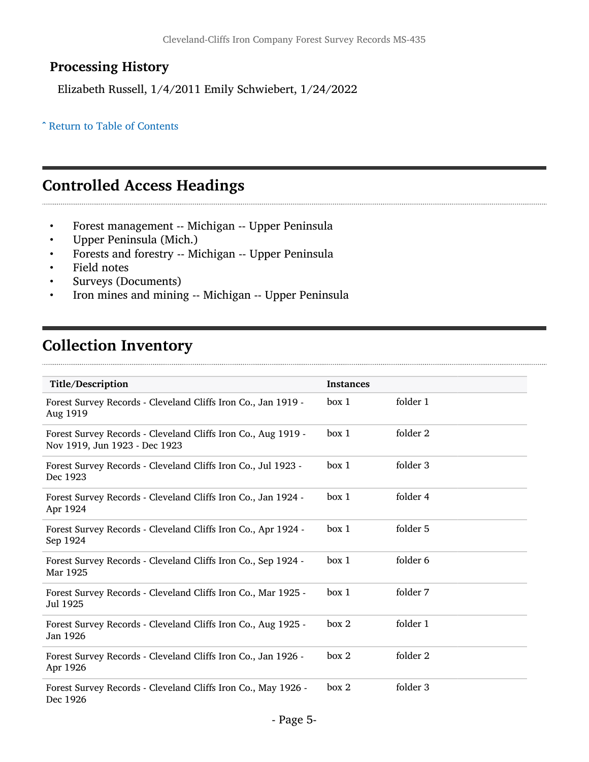### Processing History

Elizabeth Russell, 1/4/2011 Emily Schwiebert, 1/24/2022

˄ Return to Table of Contents

## Controlled Access Headings

- Forest management -- Michigan -- Upper Peninsula
- Upper Peninsula (Mich.)
- Forests and forestry -- Michigan -- Upper Peninsula
- Field notes
- Surveys (Documents)
- Iron mines and mining -- Michigan -- Upper Peninsula

## Collection Inventory

| Title/Description | Instances | |
|---|---|---|
| Forest Survey Records - Cleveland Cliffs Iron Co., Jan 1919 - Aug 1919 | box 1 | folder 1 |
| Forest Survey Records - Cleveland Cliffs Iron Co., Aug 1919 - Nov 1919, Jun 1923 - Dec 1923 | box 1 | folder 2 |
| Forest Survey Records - Cleveland Cliffs Iron Co., Jul 1923 - Dec 1923 | box 1 | folder 3 |
| Forest Survey Records - Cleveland Cliffs Iron Co., Jan 1924 - Apr 1924 | box 1 | folder 4 |
| Forest Survey Records - Cleveland Cliffs Iron Co., Apr 1924 - Sep 1924 | box 1 | folder 5 |
| Forest Survey Records - Cleveland Cliffs Iron Co., Sep 1924 - Mar 1925 | box 1 | folder 6 |
| Forest Survey Records - Cleveland Cliffs Iron Co., Mar 1925 - Jul 1925 | box 1 | folder 7 |
| Forest Survey Records - Cleveland Cliffs Iron Co., Aug 1925 - Jan 1926 | box 2 | folder 1 |
| Forest Survey Records - Cleveland Cliffs Iron Co., Jan 1926 - Apr 1926 | box 2 | folder 2 |
| Forest Survey Records - Cleveland Cliffs Iron Co., May 1926 - Dec 1926 | box 2 | folder 3 |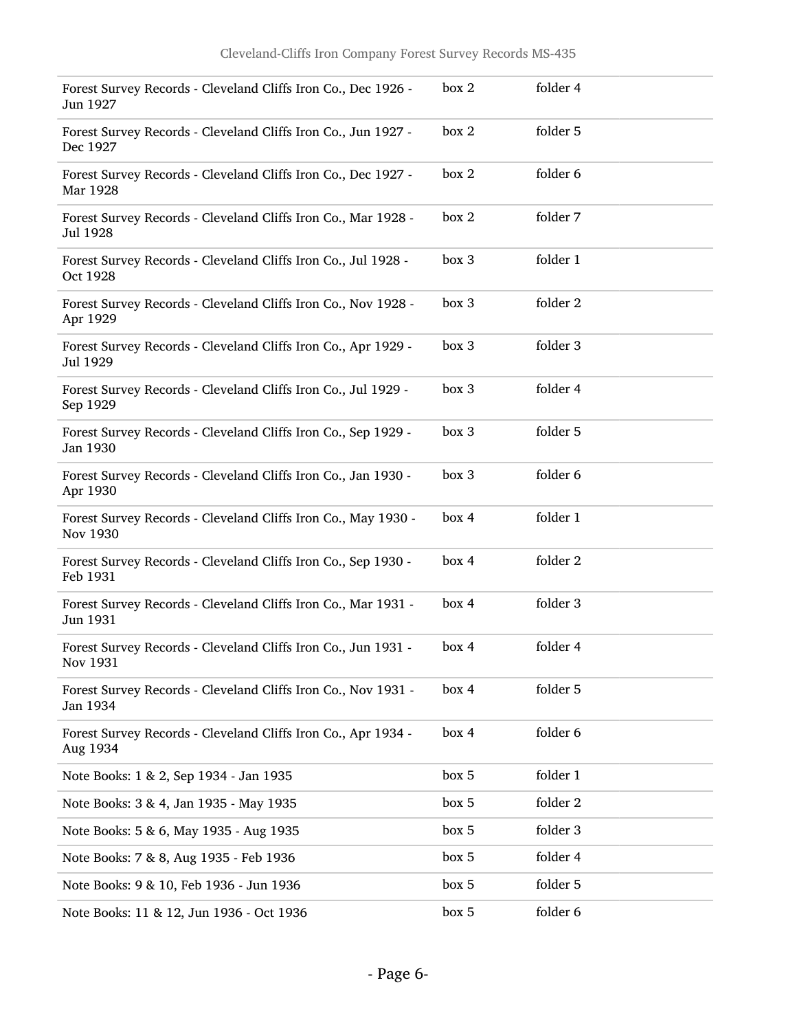| | | |
|---|---|---|
| Forest Survey Records - Cleveland Cliffs Iron Co., Dec 1926 - Jun 1927 | box 2 | folder 4 |
| Forest Survey Records - Cleveland Cliffs Iron Co., Jun 1927 - Dec 1927 | box 2 | folder 5 |
| Forest Survey Records - Cleveland Cliffs Iron Co., Dec 1927 - Mar 1928 | box 2 | folder 6 |
| Forest Survey Records - Cleveland Cliffs Iron Co., Mar 1928 - Jul 1928 | box 2 | folder 7 |
| Forest Survey Records - Cleveland Cliffs Iron Co., Jul 1928 - Oct 1928 | box 3 | folder 1 |
| Forest Survey Records - Cleveland Cliffs Iron Co., Nov 1928 - Apr 1929 | box 3 | folder 2 |
| Forest Survey Records - Cleveland Cliffs Iron Co., Apr 1929 - Jul 1929 | box 3 | folder 3 |
| Forest Survey Records - Cleveland Cliffs Iron Co., Jul 1929 - Sep 1929 | box 3 | folder 4 |
| Forest Survey Records - Cleveland Cliffs Iron Co., Sep 1929 - Jan 1930 | box 3 | folder 5 |
| Forest Survey Records - Cleveland Cliffs Iron Co., Jan 1930 - Apr 1930 | box 3 | folder 6 |
| Forest Survey Records - Cleveland Cliffs Iron Co., May 1930 - Nov 1930 | box 4 | folder 1 |
| Forest Survey Records - Cleveland Cliffs Iron Co., Sep 1930 - Feb 1931 | box 4 | folder 2 |
| Forest Survey Records - Cleveland Cliffs Iron Co., Mar 1931 - Jun 1931 | box 4 | folder 3 |
| Forest Survey Records - Cleveland Cliffs Iron Co., Jun 1931 - Nov 1931 | box 4 | folder 4 |
| Forest Survey Records - Cleveland Cliffs Iron Co., Nov 1931 - Jan 1934 | box 4 | folder 5 |
| Forest Survey Records - Cleveland Cliffs Iron Co., Apr 1934 - Aug 1934 | box 4 | folder 6 |
| Note Books: 1 & 2, Sep 1934 - Jan 1935 | box 5 | folder 1 |
| Note Books: 3 & 4, Jan 1935 - May 1935 | box 5 | folder 2 |
| Note Books: 5 & 6, May 1935 - Aug 1935 | box 5 | folder 3 |
| Note Books: 7 & 8, Aug 1935 - Feb 1936 | box 5 | folder 4 |
| Note Books: 9 & 10, Feb 1936 - Jun 1936 | box 5 | folder 5 |
| Note Books: 11 & 12, Jun 1936 - Oct 1936 | box 5 | folder 6 |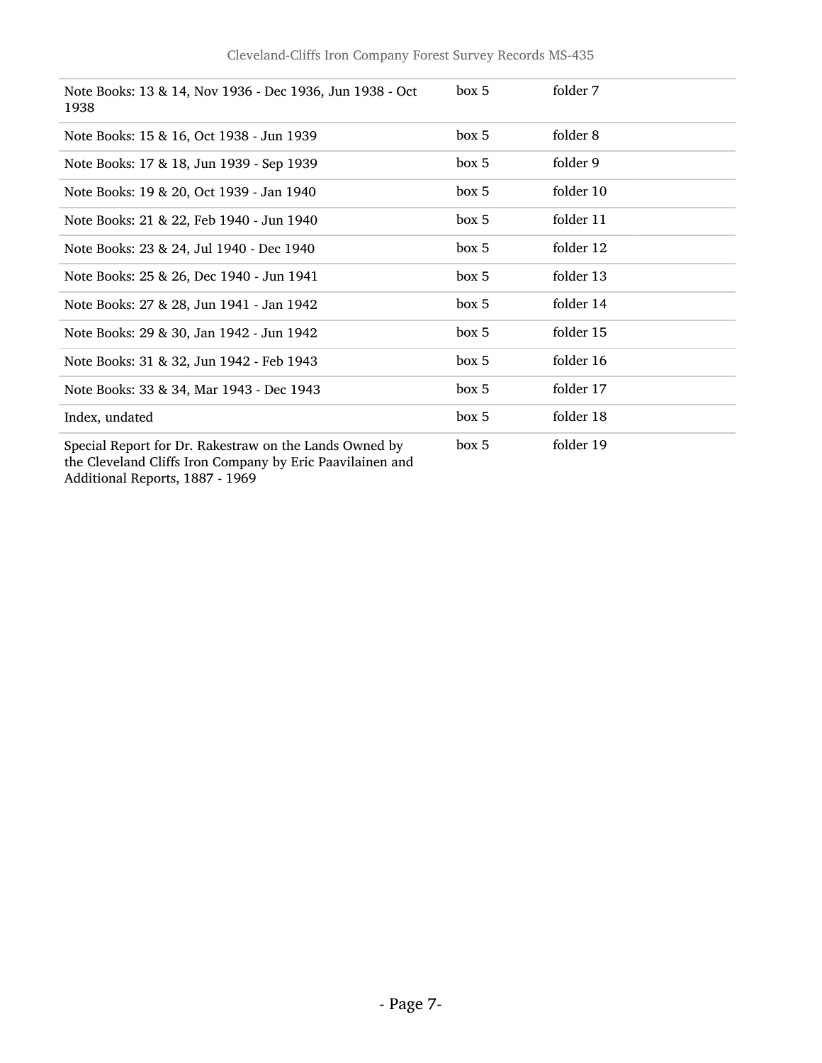| | | |
|---|---|---|
| Note Books: 13 & 14, Nov 1936 - Dec 1936, Jun 1938 - Oct 1938 | box 5 | folder 7 |
| Note Books: 15 & 16, Oct 1938 - Jun 1939 | box 5 | folder 8 |
| Note Books: 17 & 18, Jun 1939 - Sep 1939 | box 5 | folder 9 |
| Note Books: 19 & 20, Oct 1939 - Jan 1940 | box 5 | folder 10 |
| Note Books: 21 & 22, Feb 1940 - Jun 1940 | box 5 | folder 11 |
| Note Books: 23 & 24, Jul 1940 - Dec 1940 | box 5 | folder 12 |
| Note Books: 25 & 26, Dec 1940 - Jun 1941 | box 5 | folder 13 |
| Note Books: 27 & 28, Jun 1941 - Jan 1942 | box 5 | folder 14 |
| Note Books: 29 & 30, Jan 1942 - Jun 1942 | box 5 | folder 15 |
| Note Books: 31 & 32, Jun 1942 - Feb 1943 | box 5 | folder 16 |
| Note Books: 33 & 34, Mar 1943 - Dec 1943 | box 5 | folder 17 |
| Index, undated | box 5 | folder 18 |
| Special Report for Dr. Rakestraw on the Lands Owned by the Cleveland Cliffs Iron Company by Eric Paavilainen and Additional Reports, 1887 - 1969 | box 5 | folder 19 |